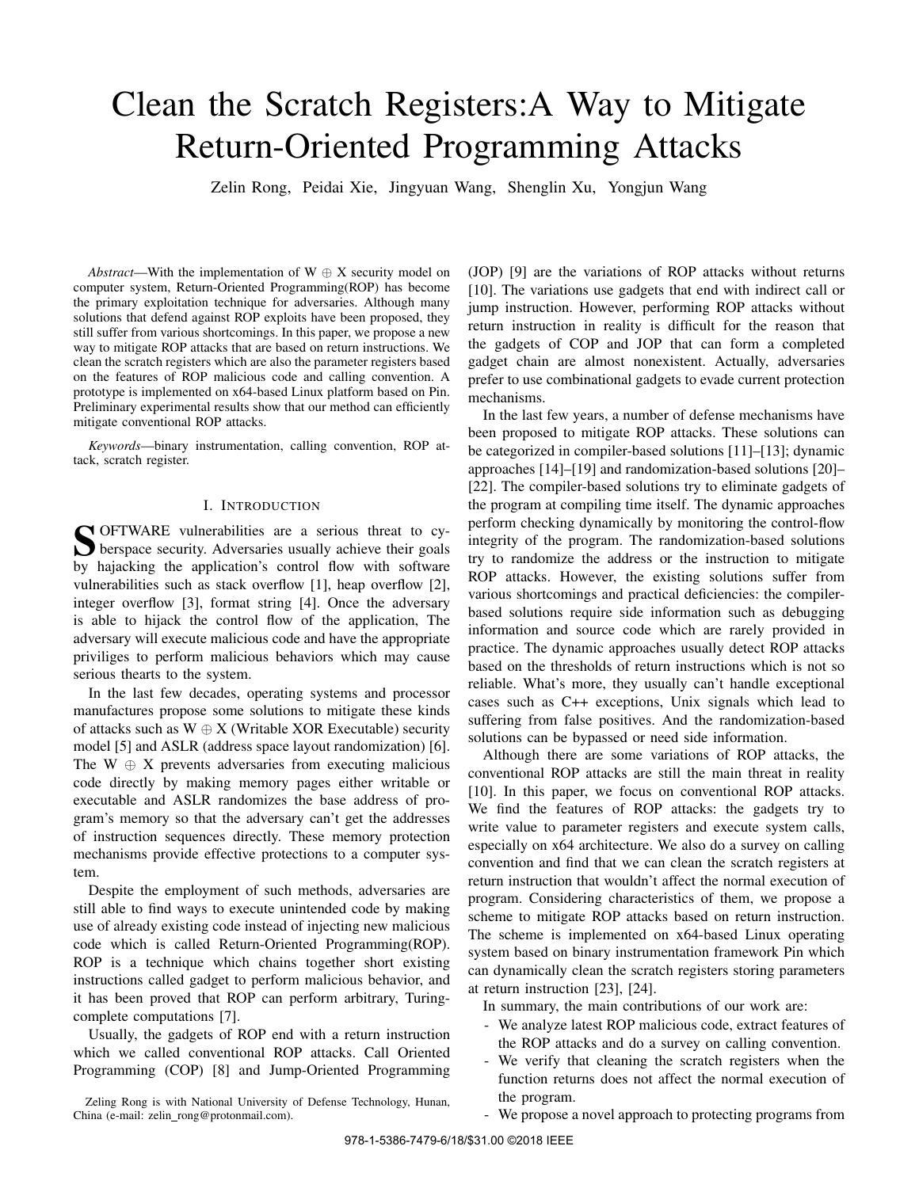# Clean the Scratch Registers:A Way to Mitigate Return-Oriented Programming Attacks

Zelin Rong, Peidai Xie, Jingyuan Wang, Shenglin Xu, Yongjun Wang

*Abstract*—With the implementation of W ⊕ X security model on computer system, Return-Oriented Programming(ROP) has become the primary exploitation technique for adversaries. Although many solutions that defend against ROP exploits have been proposed, they still suffer from various shortcomings. In this paper, we propose a new way to mitigate ROP attacks that are based on return instructions. We clean the scratch registers which are also the parameter registers based on the features of ROP malicious code and calling convention. A prototype is implemented on x64-based Linux platform based on Pin. Preliminary experimental results show that our method can efficiently mitigate conventional ROP attacks.

*Keywords*—binary instrumentation, calling convention, ROP attack, scratch register.

## I. Introduction

SOFTWARE vulnerabilities are a serious threat to cyberspace security. Adversaries usually achieve their goals by hajacking the application's control flow with software vulnerabilities such as stack overflow [1], heap overflow [2], integer overflow [3], format string [4]. Once the adversary is able to hijack the control flow of the application, The adversary will execute malicious code and have the appropriate priviliges to perform malicious behaviors which may cause serious thearts to the system.

In the last few decades, operating systems and processor manufactures propose some solutions to mitigate these kinds of attacks such as W ⊕ X (Writable XOR Executable) security model [5] and ASLR (address space layout randomization) [6]. The W ⊕ X prevents adversaries from executing malicious code directly by making memory pages either writable or executable and ASLR randomizes the base address of program's memory so that the adversary can't get the addresses of instruction sequences directly. These memory protection mechanisms provide effective protections to a computer system.

Despite the employment of such methods, adversaries are still able to find ways to execute unintended code by making use of already existing code instead of injecting new malicious code which is called Return-Oriented Programming(ROP). ROP is a technique which chains together short existing instructions called gadget to perform malicious behavior, and it has been proved that ROP can perform arbitrary, Turing-complete computations [7].

Usually, the gadgets of ROP end with a return instruction which we called conventional ROP attacks. Call Oriented Programming (COP) [8] and Jump-Oriented Programming (JOP) [9] are the variations of ROP attacks without returns [10]. The variations use gadgets that end with indirect call or jump instruction. However, performing ROP attacks without return instruction in reality is difficult for the reason that the gadgets of COP and JOP that can form a completed gadget chain are almost nonexistent. Actually, adversaries prefer to use combinational gadgets to evade current protection mechanisms.

In the last few years, a number of defense mechanisms have been proposed to mitigate ROP attacks. These solutions can be categorized in compiler-based solutions [11]–[13]; dynamic approaches [14]–[19] and randomization-based solutions [20]–[22]. The compiler-based solutions try to eliminate gadgets of the program at compiling time itself. The dynamic approaches perform checking dynamically by monitoring the control-flow integrity of the program. The randomization-based solutions try to randomize the address or the instruction to mitigate ROP attacks. However, the existing solutions suffer from various shortcomings and practical deficiencies: the compiler-based solutions require side information such as debugging information and source code which are rarely provided in practice. The dynamic approaches usually detect ROP attacks based on the thresholds of return instructions which is not so reliable. What's more, they usually can't handle exceptional cases such as C++ exceptions, Unix signals which lead to suffering from false positives. And the randomization-based solutions can be bypassed or need side information.

Although there are some variations of ROP attacks, the conventional ROP attacks are still the main threat in reality [10]. In this paper, we focus on conventional ROP attacks. We find the features of ROP attacks: the gadgets try to write value to parameter registers and execute system calls, especially on x64 architecture. We also do a survey on calling convention and find that we can clean the scratch registers at return instruction that wouldn't affect the normal execution of program. Considering characteristics of them, we propose a scheme to mitigate ROP attacks based on return instruction. The scheme is implemented on x64-based Linux operating system based on binary instrumentation framework Pin which can dynamically clean the scratch registers storing parameters at return instruction [23], [24].

In summary, the main contributions of our work are:

- We analyze latest ROP malicious code, extract features of the ROP attacks and do a survey on calling convention.
- We verify that cleaning the scratch registers when the function returns does not affect the normal execution of the program.
- We propose a novel approach to protecting programs from

Zeling Rong is with National University of Defense Technology, Hunan, China (e-mail: zelin_rong@protonmail.com).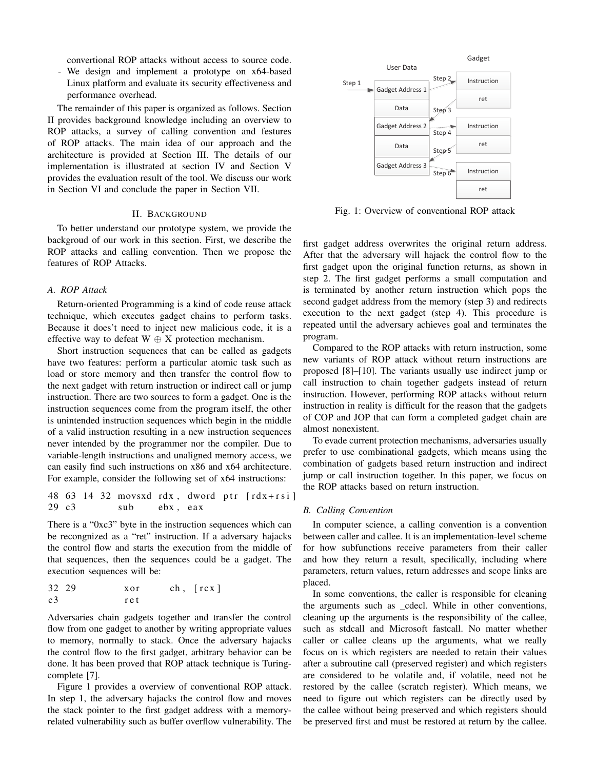convertional ROP attacks without access to source code.

- We design and implement a prototype on x64-based Linux platform and evaluate its security effectiveness and performance overhead.

The remainder of this paper is organized as follows. Section II provides background knowledge including an overview to ROP attacks, a survey of calling convention and festures of ROP attacks. The main idea of our approach and the architecture is provided at Section III. The details of our implementation is illustrated at section IV and Section V provides the evaluation result of the tool. We discuss our work in Section VI and conclude the paper in Section VII.

## II. Background

To better understand our prototype system, we provide the backgroud of our work in this section. First, we describe the ROP attacks and calling convention. Then we propose the features of ROP Attacks.

### A. ROP Attack

Return-oriented Programming is a kind of code reuse attack technique, which executes gadget chains to perform tasks. Because it doesn't need to inject new malicious code, it is a effective way to defeat W $\oplus$ X protection mechanism.

Short instruction sequences that can be called as gadgets have two features: perform a particular atomic task such as load or store memory and then transfer the control flow to the next gadget with return instruction or indirect call or jump instruction. There are two sources to form a gadget. One is the instruction sequences come from the program itself, the other is unintended instruction sequences which begin in the middle of a valid instruction resulting in a new instruction sequences never intended by the programmer nor the compiler. Due to variable-length instructions and unaligned memory access, we can easily find such instructions on x86 and x64 architecture. For example, consider the following set of x64 instructions:

```
48 63 14 32 movsxd rdx, dword ptr [rdx+rsi]
29 c3        sub    ebx, eax
```

There is a "0xc3" byte in the instruction sequences which can be recngnized as a "ret" instruction. If a adversary hajacks the control flow and starts the execution from the middle of that sequences, then the sequences could be a gadget. The execution sequences will be:

```
32 29        xor    ch, [rcx]
c3           ret
```

Adversaries chain gadgets together and transfer the control flow from one gadget to another by writing appropriate values to memory, normally to stack. Once the adversary hajacks the control flow to the first gadget, arbitrary behavior can be done. It has been proved that ROP attack technique is Turing-complete [7].

Figure 1 provides a overview of conventional ROP attack. In step 1, the adversary hajacks the control flow and moves the stack pointer to the first gadget address with a memory-related vulnerability such as buffer overflow vulnerability. The first gadget address overwrites the original return address. After that the adversary will hajack the control flow to the first gadget upon the original function returns, as shown in step 2. The first gadget performs a small computation and is terminated by another return instruction which pops the second gadget address from the memory (step 3) and redirects execution to the next gadget (step 4). This procedure is repeated until the adversary achieves goal and terminates the program.

Fig. 1: Overview of conventional ROP attack

Compared to the ROP attacks with return instruction, some new variants of ROP attack without return instructions are proposed [8]–[10]. The variants usually use indirect jump or call instruction to chain together gadgets instead of return instruction. However, performing ROP attacks without return instruction in reality is difficult for the reason that the gadgets of COP and JOP that can form a completed gadget chain are almost nonexistent.

To evade current protection mechanisms, adversaries usually prefer to use combinational gadgets, which means using the combination of gadgets based return instruction and indirect jump or call instruction together. In this paper, we focus on the ROP attacks based on return instruction.

### B. Calling Convention

In computer science, a calling convention is a convention between caller and callee. It is an implementation-level scheme for how subfunctions receive parameters from their caller and how they return a result, specifically, including where parameters, return values, return addresses and scope links are placed.

In some conventions, the caller is responsible for cleaning the arguments such as _cdecl. While in other conventions, cleaning up the arguments is the responsibility of the callee, such as stdcall and Microsoft fastcall. No matter whether caller or callee cleans up the arguments, what we really focus on is which registers are needed to retain their values after a subroutine call (preserved register) and which registers are considered to be volatile and, if volatile, need not be restored by the callee (scratch register). Which means, we need to figure out which registers can be directly used by the callee without being preserved and which registers should be preserved first and must be restored at return by the callee.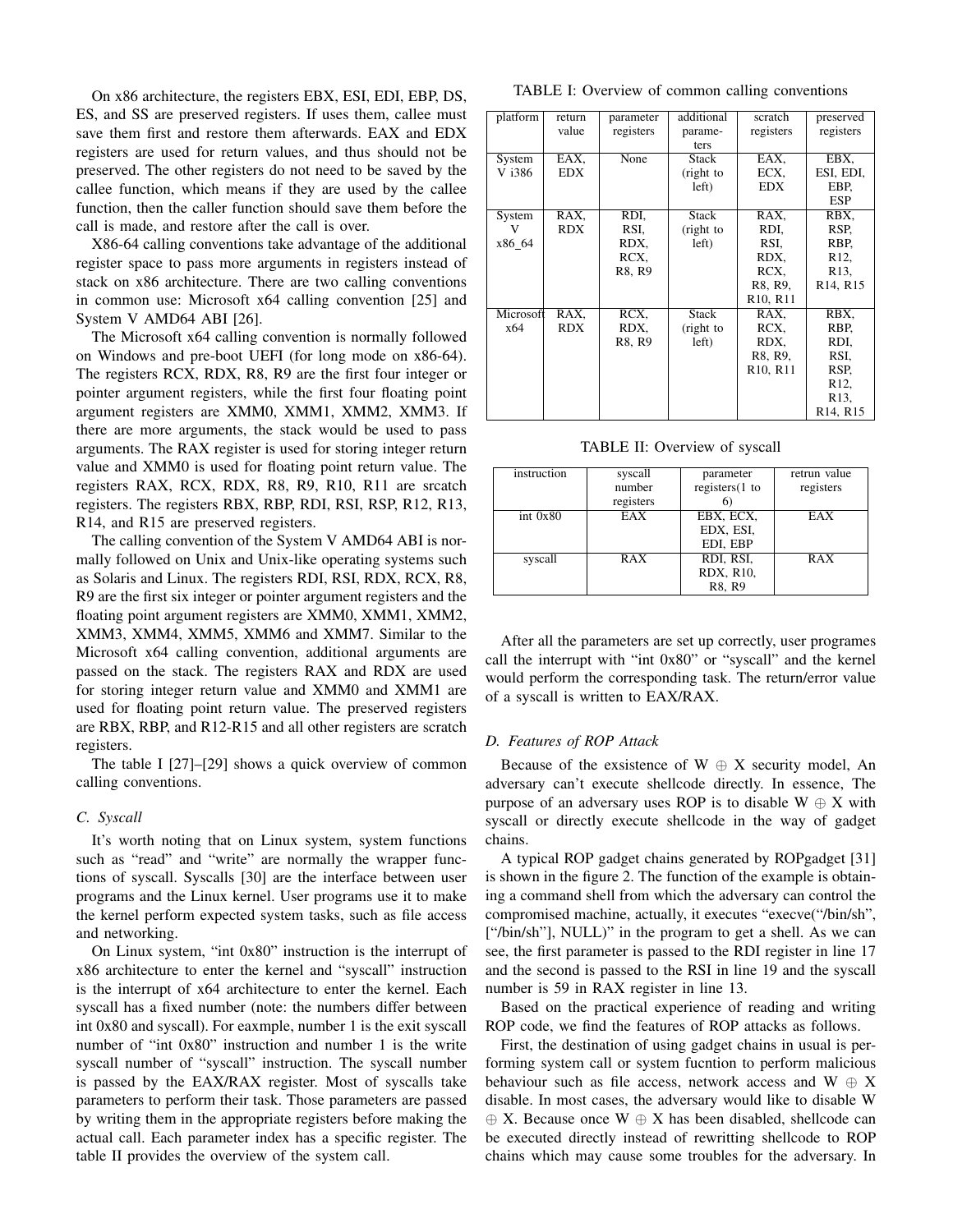On x86 architecture, the registers EBX, ESI, EDI, EBP, DS, ES, and SS are preserved registers. If uses them, callee must save them first and restore them afterwards. EAX and EDX registers are used for return values, and thus should not be preserved. The other registers do not need to be saved by the callee function, which means if they are used by the callee function, then the caller function should save them before the call is made, and restore after the call is over.

X86-64 calling conventions take advantage of the additional register space to pass more arguments in registers instead of stack on x86 architecture. There are two calling conventions in common use: Microsoft x64 calling convention [25] and System V AMD64 ABI [26].

The Microsoft x64 calling convention is normally followed on Windows and pre-boot UEFI (for long mode on x86-64). The registers RCX, RDX, R8, R9 are the first four integer or pointer argument registers, while the first four floating point argument registers are XMM0, XMM1, XMM2, XMM3. If there are more arguments, the stack would be used to pass arguments. The RAX register is used for storing integer return value and XMM0 is used for floating point return value. The registers RAX, RCX, RDX, R8, R9, R10, R11 are srcatch registers. The registers RBX, RBP, RDI, RSI, RSP, R12, R13, R14, and R15 are preserved registers.

The calling convention of the System V AMD64 ABI is normally followed on Unix and Unix-like operating systems such as Solaris and Linux. The registers RDI, RSI, RDX, RCX, R8, R9 are the first six integer or pointer argument registers and the floating point argument registers are XMM0, XMM1, XMM2, XMM3, XMM4, XMM5, XMM6 and XMM7. Similar to the Microsoft x64 calling convention, additional arguments are passed on the stack. The registers RAX and RDX are used for storing integer return value and XMM0 and XMM1 are used for floating point return value. The preserved registers are RBX, RBP, and R12-R15 and all other registers are scratch registers.

The table I [27]–[29] shows a quick overview of common calling conventions.

### C. Syscall

It's worth noting that on Linux system, system functions such as "read" and "write" are normally the wrapper functions of syscall. Syscalls [30] are the interface between user programs and the Linux kernel. User programs use it to make the kernel perform expected system tasks, such as file access and networking.

On Linux system, "int 0x80" instruction is the interrupt of x86 architecture to enter the kernel and "syscall" instruction is the interrupt of x64 architecture to enter the kernel. Each syscall has a fixed number (note: the numbers differ between int 0x80 and syscall). For eaxmple, number 1 is the exit syscall number of "int 0x80" instruction and number 1 is the write syscall number of "syscall" instruction. The syscall number is passed by the EAX/RAX register. Most of syscalls take parameters to perform their task. Those parameters are passed by writing them in the appropriate registers before making the actual call. Each parameter index has a specific register. The table II provides the overview of the system call.

TABLE I: Overview of common calling conventions

| platform | return value | parameter registers | additional parameters | scratch registers | preserved registers |
|---|---|---|---|---|---|
| System V i386 | EAX, EDX | None | Stack (right to left) | EAX, ECX, EDX | EBX, ESI, EDI, EBP, ESP |
| System V x86_64 | RAX, RDX | RDI, RSI, RDX, RCX, R8, R9 | Stack (right to left) | RAX, RDI, RSI, RDX, RCX, R8, R9, R10, R11 | RBX, RSP, RBP, R12, R13, R14, R15 |
| Microsoft x64 | RAX, RDX | RCX, RDX, R8, R9 | Stack (right to left) | RAX, RCX, RDX, R8, R9, R10, R11 | RBX, RBP, RDI, RSI, RSP, R12, R13, R14, R15 |

TABLE II: Overview of syscall

| instruction | syscall number registers | parameter registers(1 to 6) | retrun value registers |
|---|---|---|---|
| int 0x80 | EAX | EBX, ECX, EDX, ESI, EDI, EBP | EAX |
| syscall | RAX | RDI, RSI, RDX, R10, R8, R9 | RAX |

After all the parameters are set up correctly, user programes call the interrupt with "int 0x80" or "syscall" and the kernel would perform the corresponding task. The return/error value of a syscall is written to EAX/RAX.

### D. Features of ROP Attack

Because of the exsistence of W $\oplus$ X security model, An adversary can't execute shellcode directly. In essence, The purpose of an adversary uses ROP is to disable W $\oplus$ X with syscall or directly execute shellcode in the way of gadget chains.

A typical ROP gadget chains generated by ROPgadget [31] is shown in the figure 2. The function of the example is obtaining a command shell from which the adversary can control the compromised machine, actually, it executes "execve("/bin/sh", ["/bin/sh"], NULL)" in the program to get a shell. As we can see, the first parameter is passed to the RDI register in line 17 and the second is passed to the RSI in line 19 and the syscall number is 59 in RAX register in line 13.

Based on the practical experience of reading and writing ROP code, we find the features of ROP attacks as follows.

First, the destination of using gadget chains in usual is performing system call or system fucntion to perform malicious behaviour such as file access, network access and W $\oplus$ X disable. In most cases, the adversary would like to disable W $\oplus$ X. Because once W $\oplus$ X has been disabled, shellcode can be executed directly instead of rewritting shellcode to ROP chains which may cause some troubles for the adversary. In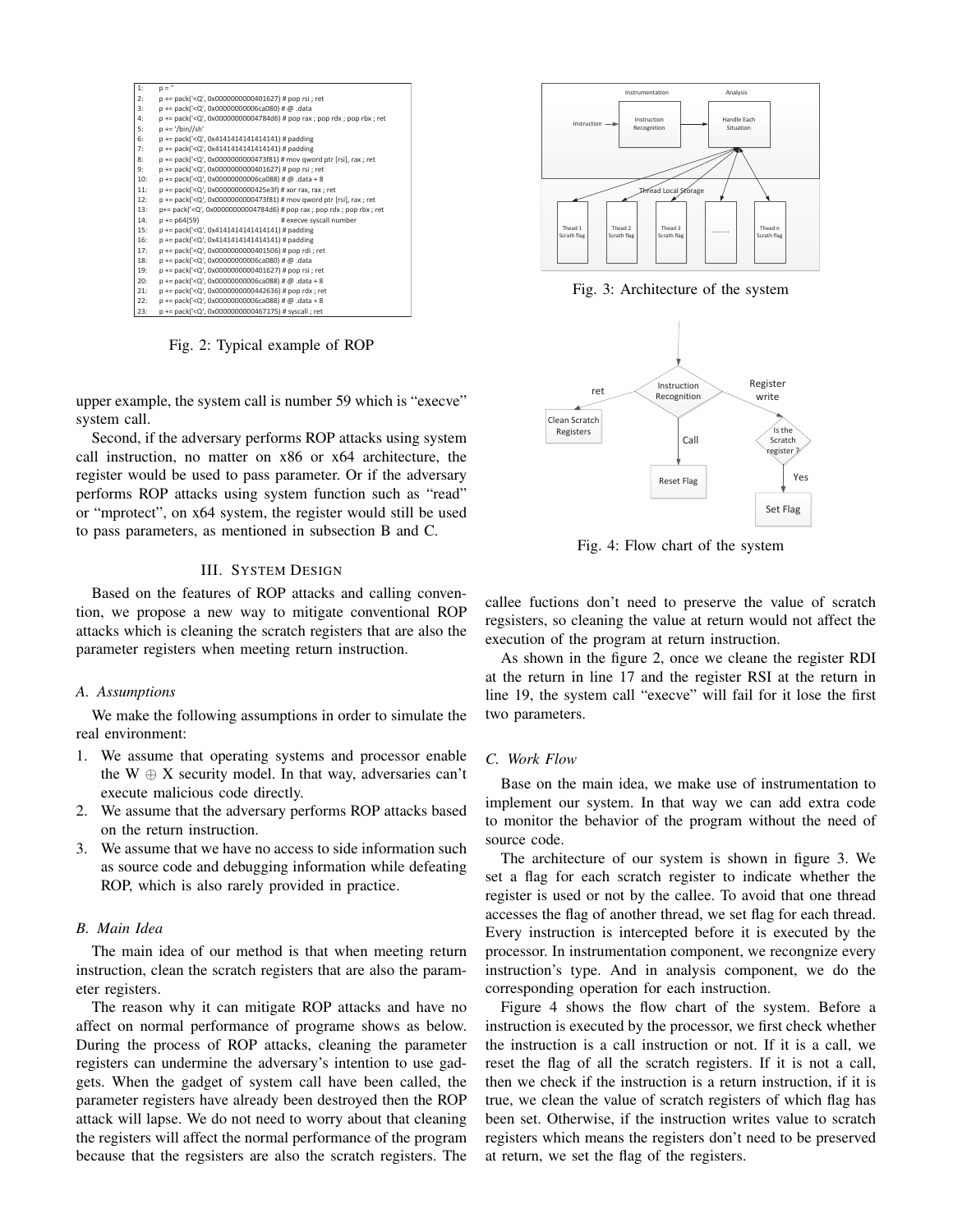```
1:    p = ''
2:    p += pack('<Q', 0x0000000000401627) # pop rsi ; ret
3:    p += pack('<Q', 0x00000000006ca080) # @ .data
4:    p += pack('<Q', 0x00000000004784d6) # pop rax ; pop rdx ; pop rbx ; ret
5:    p += '/bin//sh'
6:    p += pack('<Q', 0x4141414141414141) # padding
7:    p += pack('<Q', 0x4141414141414141) # padding
8:    p += pack('<Q', 0x0000000000473f81) # mov qword ptr [rsi], rax ; ret
9:    p += pack('<Q', 0x0000000000401627) # pop rsi ; ret
10:   p += pack('<Q', 0x00000000006ca088) # @ .data + 8
11:   p += pack('<Q', 0x000000000425e3f) # xor rax, rax ; ret
12:   p += pack('<Q', 0x0000000000473f81) # mov qword ptr [rsi], rax ; ret
13:   p+= pack('<Q', 0x00000000004784d6) # pop rax ; pop rdx ; pop rbx ; ret
14:   p += p64(59)                        # execve syscall number
15:   p += pack('<Q', 0x4141414141414141) # padding
16:   p += pack('<Q', 0x4141414141414141) # padding
17:   p += pack('<Q', 0x0000000000401506) # pop rdi ; ret
18:   p += pack('<Q', 0x00000000006ca080) # @ .data
19:   p += pack('<Q', 0x0000000000401627) # pop rsi ; ret
20:   p += pack('<Q', 0x00000000006ca088) # @ .data + 8
21:   p += pack('<Q', 0x0000000000442636) # pop rdx ; ret
22:   p += pack('<Q', 0x00000000006ca088) # @ .data + 8
23:   p += pack('<Q', 0x0000000000467175) # syscall ; ret
```

Fig. 2: Typical example of ROP

upper example, the system call is number 59 which is "execve" system call.

Second, if the adversary performs ROP attacks using system call instruction, no matter on x86 or x64 architecture, the register would be used to pass parameter. Or if the adversary performs ROP attacks using system function such as "read" or "mprotect", on x64 system, the register would still be used to pass parameters, as mentioned in subsection B and C.

## III. System Design

Based on the features of ROP attacks and calling convention, we propose a new way to mitigate conventional ROP attacks which is cleaning the scratch registers that are also the parameter registers when meeting return instruction.

### A. Assumptions

We make the following assumptions in order to simulate the real environment:

1. We assume that operating systems and processor enable the W $\oplus$ X security model. In that way, adversaries can't execute malicious code directly.
2. We assume that the adversary performs ROP attacks based on the return instruction.
3. We assume that we have no access to side information such as source code and debugging information while defeating ROP, which is also rarely provided in practice.

### B. Main Idea

The main idea of our method is that when meeting return instruction, clean the scratch registers that are also the parameter registers.

The reason why it can mitigate ROP attacks and have no affect on normal performance of programe shows as below. During the process of ROP attacks, cleaning the parameter registers can undermine the adversary's intention to use gadgets. When the gadget of system call have been called, the parameter registers have already been destroyed then the ROP attack will lapse. We do not need to worry about that cleaning the registers will affect the normal performance of the program because that the regsisters are also the scratch registers. The callee fuctions don't need to preserve the value of scratch regsisters, so cleaning the value at return would not affect the execution of the program at return instruction.

As shown in the figure 2, once we cleane the register RDI at the return in line 17 and the register RSI at the return in line 19, the system call "execve" will fail for it lose the first two parameters.

Instrumentation | Analysis

Instruction → Instruction Recognition → Handle Each Situation

Thread Local Storage

Thead 1 Scrath flag | Thead 2 Scrath flag | Thead 3 Scrath flag | ......... | Thead n Scrath flag

Fig. 3: Architecture of the system

Instruction Recognition — ret → Clean Scratch Registers; Call → Reset Flag; Register write → Is the Scratch register ? — Yes → Set Flag

Fig. 4: Flow chart of the system

### C. Work Flow

Base on the main idea, we make use of instrumentation to implement our system. In that way we can add extra code to monitor the behavior of the program without the need of source code.

The architecture of our system is shown in figure 3. We set a flag for each scratch register to indicate whether the register is used or not by the callee. To avoid that one thread accesses the flag of another thread, we set flag for each thread. Every instruction is intercepted before it is executed by the processor. In instrumentation component, we recongnize every instruction's type. And in analysis component, we do the corresponding operation for each instruction.

Figure 4 shows the flow chart of the system. Before a instruction is executed by the processor, we first check whether the instruction is a call instruction or not. If it is a call, we reset the flag of all the scratch registers. If it is not a call, then we check if the instruction is a return instruction, if it is true, we clean the value of scratch registers of which flag has been set. Otherwise, if the instruction writes value to scratch registers which means the registers don't need to be preserved at return, we set the flag of the registers.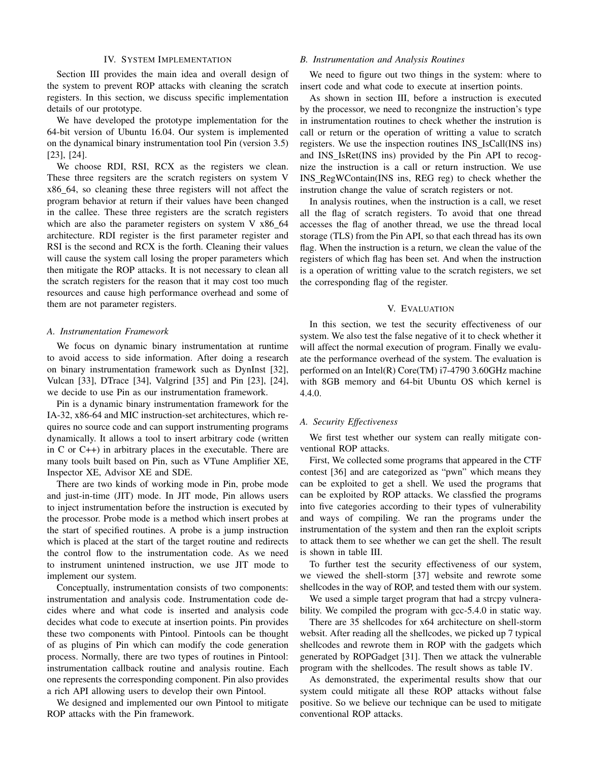## IV. System Implementation

Section III provides the main idea and overall design of the system to prevent ROP attacks with cleaning the scratch registers. In this section, we discuss specific implementation details of our prototype.

We have developed the prototype implementation for the 64-bit version of Ubuntu 16.04. Our system is implemented on the dynamical binary instrumentation tool Pin (version 3.5) [23], [24].

We choose RDI, RSI, RCX as the registers we clean. These three regsiters are the scratch registers on system V x86_64, so cleaning these three registers will not affect the program behavior at return if their values have been changed in the callee. These three registers are the scratch registers which are also the parameter registers on system V x86_64 architecture. RDI register is the first parameter register and RSI is the second and RCX is the forth. Cleaning their values will cause the system call losing the proper parameters which then mitigate the ROP attacks. It is not necessary to clean all the scratch registers for the reason that it may cost too much resources and cause high performance overhead and some of them are not parameter registers.

### A. Instrumentation Framework

We focus on dynamic binary instrumentation at runtime to avoid access to side information. After doing a research on binary instrumentation framework such as DynInst [32], Vulcan [33], DTrace [34], Valgrind [35] and Pin [23], [24], we decide to use Pin as our instrumentation framework.

Pin is a dynamic binary instrumentation framework for the IA-32, x86-64 and MIC instruction-set architectures, which requires no source code and can support instrumenting programs dynamically. It allows a tool to insert arbitrary code (written in C or C++) in arbitrary places in the executable. There are many tools built based on Pin, such as VTune Amplifier XE, Inspector XE, Advisor XE and SDE.

There are two kinds of working mode in Pin, probe mode and just-in-time (JIT) mode. In JIT mode, Pin allows users to inject instrumentation before the instruction is executed by the processor. Probe mode is a method which insert probes at the start of specified routines. A probe is a jump instruction which is placed at the start of the target routine and redirects the control flow to the instrumentation code. As we need to instrument unintened instruction, we use JIT mode to implement our system.

Conceptually, instrumentation consists of two components: instrumentation and analysis code. Instrumentation code decides where and what code is inserted and analysis code decides what code to execute at insertion points. Pin provides these two components with Pintool. Pintools can be thought of as plugins of Pin which can modify the code generation process. Normally, there are two types of routines in Pintool: instrumentation callback routine and analysis routine. Each one represents the corresponding component. Pin also provides a rich API allowing users to develop their own Pintool.

We designed and implemented our own Pintool to mitigate ROP attacks with the Pin framework.

### B. Instrumentation and Analysis Routines

We need to figure out two things in the system: where to insert code and what code to execute at insertion points.

As shown in section III, before a instruction is executed by the processor, we need to recongnize the instruction's type in instrumentation routines to check whether the instrution is call or return or the operation of writting a value to scratch registers. We use the inspection routines INS_IsCall(INS ins) and INS_IsRet(INS ins) provided by the Pin API to recognize the instruction is a call or return instruction. We use INS_RegWContain(INS ins, REG reg) to check whether the instrution change the value of scratch registers or not.

In analysis routines, when the instruction is a call, we reset all the flag of scratch registers. To avoid that one thread accesses the flag of another thread, we use the thread local storage (TLS) from the Pin API, so that each thread has its own flag. When the instruction is a return, we clean the value of the registers of which flag has been set. And when the instruction is a operation of writting value to the scratch registers, we set the corresponding flag of the register.

## V. Evaluation

In this section, we test the security effectiveness of our system. We also test the false negative of it to check whether it will affect the normal execution of program. Finally we evaluate the performance overhead of the system. The evaluation is performed on an Intel(R) Core(TM) i7-4790 3.60GHz machine with 8GB memory and 64-bit Ubuntu OS which kernel is 4.4.0.

### A. Security Effectiveness

We first test whether our system can really mitigate conventional ROP attacks.

First, We collected some programs that appeared in the CTF contest [36] and are categorized as "pwn" which means they can be exploited to get a shell. We used the programs that can be exploited by ROP attacks. We classfied the programs into five categories according to their types of vulnerability and ways of compiling. We ran the programs under the instrumentation of the system and then ran the exploit scripts to attack them to see whether we can get the shell. The result is shown in table III.

To further test the security effectiveness of our system, we viewed the shell-storm [37] website and rewrote some shellcodes in the way of ROP, and tested them with our system.

We used a simple target program that had a strcpy vulnerability. We compiled the program with gcc-5.4.0 in static way.

There are 35 shellcodes for x64 architecture on shell-storm websit. After reading all the shellcodes, we picked up 7 typical shellcodes and rewrote them in ROP with the gadgets which generated by ROPGadget [31]. Then we attack the vulnerable program with the shellcodes. The result shows as table IV.

As demonstrated, the experimental results show that our system could mitigate all these ROP attacks without false positive. So we believe our technique can be used to mitigate conventional ROP attacks.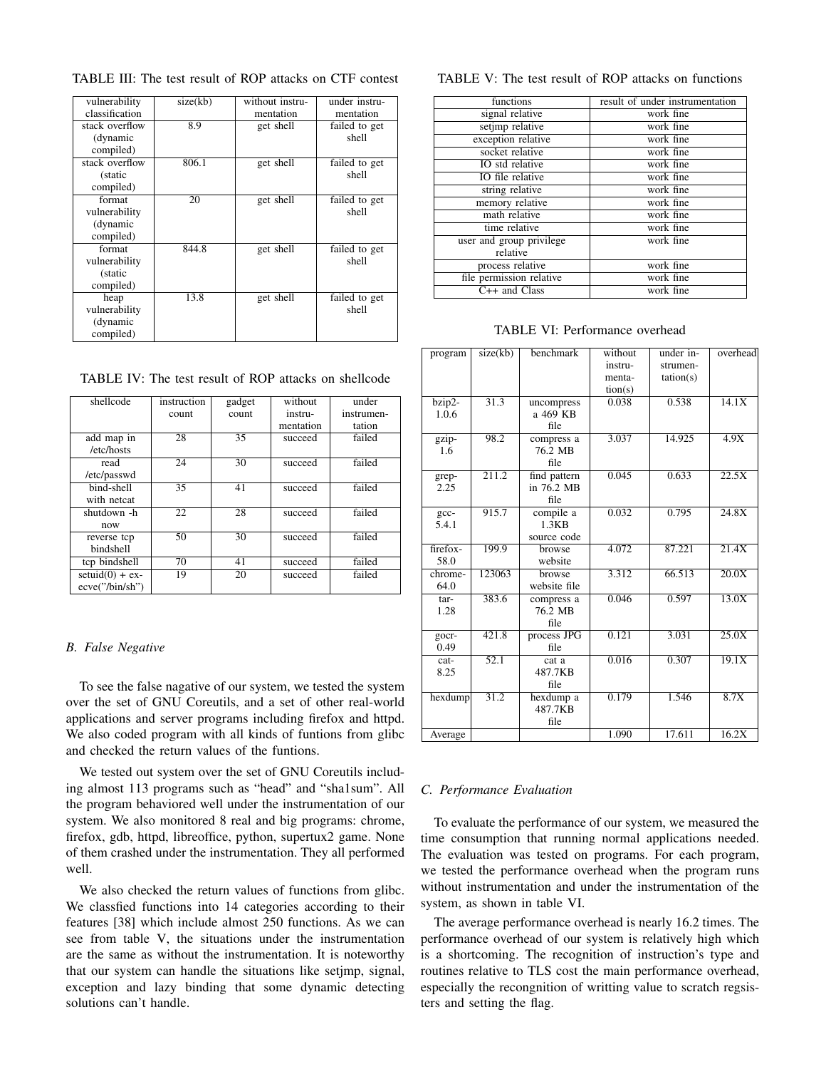TABLE III: The test result of ROP attacks on CTF contest

| vulnerability classification | size(kb) | without instrumentation | under instrumentation |
|---|---|---|---|
| stack overflow (dynamic compiled) | 8.9 | get shell | failed to get shell |
| stack overflow (static compiled) | 806.1 | get shell | failed to get shell |
| format vulnerability (dynamic compiled) | 20 | get shell | failed to get shell |
| format vulnerability (static compiled) | 844.8 | get shell | failed to get shell |
| heap vulnerability (dynamic compiled) | 13.8 | get shell | failed to get shell |

TABLE IV: The test result of ROP attacks on shellcode

| shellcode | instruction count | gadget count | without instrumentation | under instrumentation |
|---|---|---|---|---|
| add map in /etc/hosts | 28 | 35 | succeed | failed |
| read /etc/passwd | 24 | 30 | succeed | failed |
| bind-shell with netcat | 35 | 41 | succeed | failed |
| shutdown -h now | 22 | 28 | succeed | failed |
| reverse tcp bindshell | 50 | 30 | succeed | failed |
| tcp bindshell | 70 | 41 | succeed | failed |
| setuid(0) + execve("/bin/sh") | 19 | 20 | succeed | failed |

### B. False Negative

To see the false nagative of our system, we tested the system over the set of GNU Coreutils, and a set of other real-world applications and server programs including firefox and httpd. We also coded program with all kinds of funtions from glibc and checked the return values of the funtions.

We tested out system over the set of GNU Coreutils including almost 113 programs such as "head" and "sha1sum". All the program behaviored well under the instrumentation of our system. We also monitored 8 real and big programs: chrome, firefox, gdb, httpd, libreoffice, python, supertux2 game. None of them crashed under the instrumentation. They all performed well.

We also checked the return values of functions from glibc. We classfied functions into 14 categories according to their features [38] which include almost 250 functions. As we can see from table V, the situations under the instrumentation are the same as without the instrumentation. It is noteworthy that our system can handle the situations like setjmp, signal, exception and lazy binding that some dynamic detecting solutions can't handle.

TABLE V: The test result of ROP attacks on functions

| functions | result of under instrumentation |
|---|---|
| signal relative | work fine |
| setjmp relative | work fine |
| exception relative | work fine |
| socket relative | work fine |
| IO std relative | work fine |
| IO file relative | work fine |
| string relative | work fine |
| memory relative | work fine |
| math relative | work fine |
| time relative | work fine |
| user and group privilege relative | work fine |
| process relative | work fine |
| file permission relative | work fine |
| C++ and Class | work fine |

TABLE VI: Performance overhead

| program | size(kb) | benchmark | without instrumentation(s) | under instrumentation(s) | overhead |
|---|---|---|---|---|---|
| bzip2-1.0.6 | 31.3 | uncompress a 469 KB file | 0.038 | 0.538 | 14.1X |
| gzip-1.6 | 98.2 | compress a 76.2 MB file | 3.037 | 14.925 | 4.9X |
| grep-2.25 | 211.2 | find pattern in 76.2 MB file | 0.045 | 0.633 | 22.5X |
| gcc-5.4.1 | 915.7 | compile a 1.3KB source code | 0.032 | 0.795 | 24.8X |
| firefox-58.0 | 199.9 | browse website | 4.072 | 87.221 | 21.4X |
| chrome-64.0 | 123063 | browse website file | 3.312 | 66.513 | 20.0X |
| tar-1.28 | 383.6 | compress a 76.2 MB file | 0.046 | 0.597 | 13.0X |
| gocr-0.49 | 421.8 | process JPG file | 0.121 | 3.031 | 25.0X |
| cat-8.25 | 52.1 | cat a 487.7KB file | 0.016 | 0.307 | 19.1X |
| hexdump | 31.2 | hexdump a 487.7KB file | 0.179 | 1.546 | 8.7X |
| Average | | | 1.090 | 17.611 | 16.2X |

### C. Performance Evaluation

To evaluate the performance of our system, we measured the time consumption that running normal applications needed. The evaluation was tested on programs. For each program, we tested the performance overhead when the program runs without instrumentation and under the instrumentation of the system, as shown in table VI.

The average performance overhead is nearly 16.2 times. The performance overhead of our system is relatively high which is a shortcoming. The recognition of instruction's type and routines relative to TLS cost the main performance overhead, especially the recongnition of writting value to scratch regsisters and setting the flag.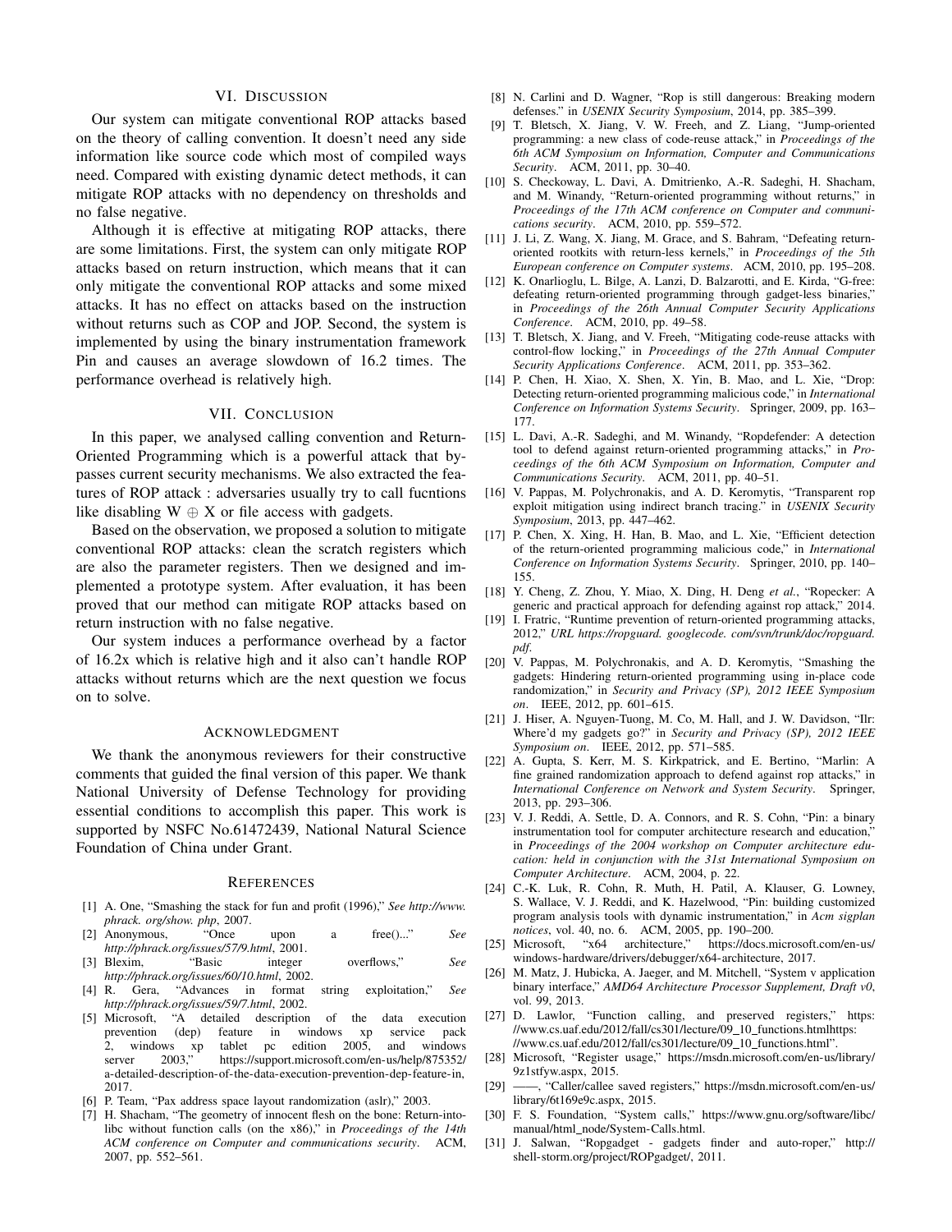## VI. Discussion

Our system can mitigate conventional ROP attacks based on the theory of calling convention. It doesn't need any side information like source code which most of compiled ways need. Compared with existing dynamic detect methods, it can mitigate ROP attacks with no dependency on thresholds and no false negative.

Although it is effective at mitigating ROP attacks, there are some limitations. First, the system can only mitigate ROP attacks based on return instruction, which means that it can only mitigate the conventional ROP attacks and some mixed attacks. It has no effect on attacks based on the instruction without returns such as COP and JOP. Second, the system is implemented by using the binary instrumentation framework Pin and causes an average slowdown of 16.2 times. The performance overhead is relatively high.

## VII. Conclusion

In this paper, we analysed calling convention and Return-Oriented Programming which is a powerful attack that bypasses current security mechanisms. We also extracted the features of ROP attack : adversaries usually try to call fucntions like disabling W $\oplus$ X or file access with gadgets.

Based on the observation, we proposed a solution to mitigate conventional ROP attacks: clean the scratch registers which are also the parameter registers. Then we designed and implemented a prototype system. After evaluation, it has been proved that our method can mitigate ROP attacks based on return instruction with no false negative.

Our system induces a performance overhead by a factor of 16.2x which is relative high and it also can't handle ROP attacks without returns which are the next question we focus on to solve.

## Acknowledgment

We thank the anonymous reviewers for their constructive comments that guided the final version of this paper. We thank National University of Defense Technology for providing essential conditions to accomplish this paper. This work is supported by NSFC No.61472439, National Natural Science Foundation of China under Grant.

## References

[1] A. One, "Smashing the stack for fun and profit (1996)," *See http://www.phrack.org/show.php*, 2007.

[2] Anonymous, "Once upon a free()..." *See http://phrack.org/issues/57/9.html*, 2001.

[3] Blexim, "Basic integer overflows," *See http://phrack.org/issues/60/10.html*, 2002.

[4] R. Gera, "Advances in format string exploitation," *See http://phrack.org/issues/59/7.html*, 2002.

[5] Microsoft, "A detailed description of the data execution prevention (dep) feature in windows xp service pack 2, windows xp tablet pc edition 2005, and windows server 2003," https://support.microsoft.com/en-us/help/875352/a-detailed-description-of-the-data-execution-prevention-dep-feature-in, 2017.

[6] P. Team, "Pax address space layout randomization (aslr)," 2003.

[7] H. Shacham, "The geometry of innocent flesh on the bone: Return-into-libc without function calls (on the x86)," in *Proceedings of the 14th ACM conference on Computer and communications security*. ACM, 2007, pp. 552–561.

[8] N. Carlini and D. Wagner, "Rop is still dangerous: Breaking modern defenses." in *USENIX Security Symposium*, 2014, pp. 385–399.

[9] T. Bletsch, X. Jiang, V. W. Freeh, and Z. Liang, "Jump-oriented programming: a new class of code-reuse attack," in *Proceedings of the 6th ACM Symposium on Information, Computer and Communications Security*. ACM, 2011, pp. 30–40.

[10] S. Checkoway, L. Davi, A. Dmitrienko, A.-R. Sadeghi, H. Shacham, and M. Winandy, "Return-oriented programming without returns," in *Proceedings of the 17th ACM conference on Computer and communications security*. ACM, 2010, pp. 559–572.

[11] J. Li, Z. Wang, X. Jiang, M. Grace, and S. Bahram, "Defeating return-oriented rootkits with return-less kernels," in *Proceedings of the 5th European conference on Computer systems*. ACM, 2010, pp. 195–208.

[12] K. Onarlioglu, L. Bilge, A. Lanzi, D. Balzarotti, and E. Kirda, "G-free: defeating return-oriented programming through gadget-less binaries," in *Proceedings of the 26th Annual Computer Security Applications Conference*. ACM, 2010, pp. 49–58.

[13] T. Bletsch, X. Jiang, and V. Freeh, "Mitigating code-reuse attacks with control-flow locking," in *Proceedings of the 27th Annual Computer Security Applications Conference*. ACM, 2011, pp. 353–362.

[14] P. Chen, H. Xiao, X. Shen, X. Yin, B. Mao, and L. Xie, "Drop: Detecting return-oriented programming malicious code," in *International Conference on Information Systems Security*. Springer, 2009, pp. 163–177.

[15] L. Davi, A.-R. Sadeghi, and M. Winandy, "Ropdefender: A detection tool to defend against return-oriented programming attacks," in *Proceedings of the 6th ACM Symposium on Information, Computer and Communications Security*. ACM, 2011, pp. 40–51.

[16] V. Pappas, M. Polychronakis, and A. D. Keromytis, "Transparent rop exploit mitigation using indirect branch tracing." in *USENIX Security Symposium*, 2013, pp. 447–462.

[17] P. Chen, X. Xing, H. Han, B. Mao, and L. Xie, "Efficient detection of the return-oriented programming malicious code," in *International Conference on Information Systems Security*. Springer, 2010, pp. 140–155.

[18] Y. Cheng, Z. Zhou, Y. Miao, X. Ding, H. Deng *et al.*, "Ropecker: A generic and practical approach for defending against rop attack," 2014.

[19] I. Fratric, "Runtime prevention of return-oriented programming attacks, 2012," *URL https://ropguard.googlecode.com/svn/trunk/doc/ropguard.pdf*.

[20] V. Pappas, M. Polychronakis, and A. D. Keromytis, "Smashing the gadgets: Hindering return-oriented programming using in-place code randomization," in *Security and Privacy (SP), 2012 IEEE Symposium on*. IEEE, 2012, pp. 601–615.

[21] J. Hiser, A. Nguyen-Tuong, M. Co, M. Hall, and J. W. Davidson, "Ilr: Where'd my gadgets go?" in *Security and Privacy (SP), 2012 IEEE Symposium on*. IEEE, 2012, pp. 571–585.

[22] A. Gupta, S. Kerr, M. S. Kirkpatrick, and E. Bertino, "Marlin: A fine grained randomization approach to defend against rop attacks," in *International Conference on Network and System Security*. Springer, 2013, pp. 293–306.

[23] V. J. Reddi, A. Settle, D. A. Connors, and R. S. Cohn, "Pin: a binary instrumentation tool for computer architecture research and education," in *Proceedings of the 2004 workshop on Computer architecture education: held in conjunction with the 31st International Symposium on Computer Architecture*. ACM, 2004, p. 22.

[24] C.-K. Luk, R. Cohn, R. Muth, H. Patil, A. Klauser, G. Lowney, S. Wallace, V. J. Reddi, and K. Hazelwood, "Pin: building customized program analysis tools with dynamic instrumentation," in *Acm sigplan notices*, vol. 40, no. 6. ACM, 2005, pp. 190–200.

[25] Microsoft, "x64 architecture," https://docs.microsoft.com/en-us/windows-hardware/drivers/debugger/x64-architecture, 2017.

[26] M. Matz, J. Hubicka, A. Jaeger, and M. Mitchell, "System v application binary interface," *AMD64 Architecture Processor Supplement, Draft v0*, vol. 99, 2013.

[27] D. Lawlor, "Function calling, and preserved registers," https://www.cs.uaf.edu/2012/fall/cs301/lecture/09_10_functions.htmlhttps://www.cs.uaf.edu/2012/fall/cs301/lecture/09_10_functions.html".

[28] Microsoft, "Register usage," https://msdn.microsoft.com/en-us/library/9z1stfyw.aspx, 2015.

[29] ——, "Caller/callee saved registers," https://msdn.microsoft.com/en-us/library/6t169e9c.aspx, 2015.

[30] F. S. Foundation, "System calls," https://www.gnu.org/software/libc/manual/html_node/System-Calls.html.

[31] J. Salwan, "Ropgadget - gadgets finder and auto-roper," http://shell-storm.org/project/ROPgadget/, 2011.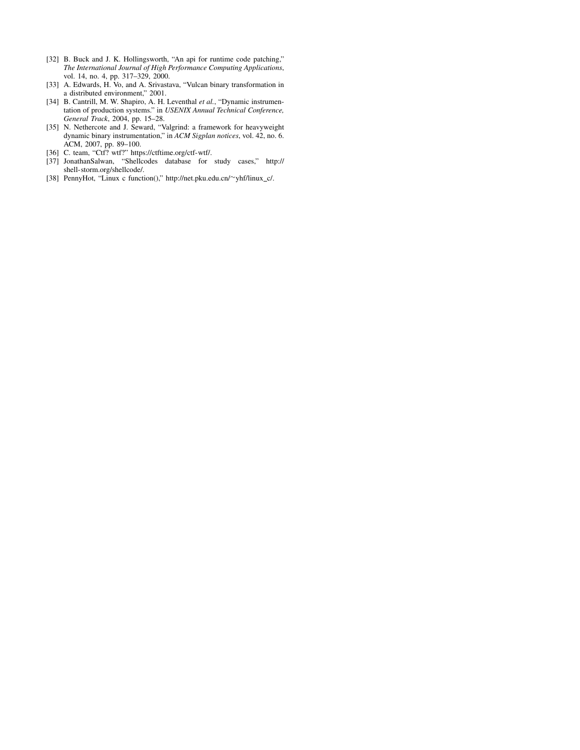[32] B. Buck and J. K. Hollingsworth, "An api for runtime code patching," *The International Journal of High Performance Computing Applications*, vol. 14, no. 4, pp. 317–329, 2000.

[33] A. Edwards, H. Vo, and A. Srivastava, "Vulcan binary transformation in a distributed environment," 2001.

[34] B. Cantrill, M. W. Shapiro, A. H. Leventhal *et al.*, "Dynamic instrumentation of production systems." in *USENIX Annual Technical Conference, General Track*, 2004, pp. 15–28.

[35] N. Nethercote and J. Seward, "Valgrind: a framework for heavyweight dynamic binary instrumentation," in *ACM Sigplan notices*, vol. 42, no. 6. ACM, 2007, pp. 89–100.

[36] C. team, "Ctf? wtf?" https://ctftime.org/ctf-wtf/.

[37] JonathanSalwan, "Shellcodes database for study cases," http://shell-storm.org/shellcode/.

[38] PennyHot, "Linux c function()," http://net.pku.edu.cn/~yhf/linux_c/.